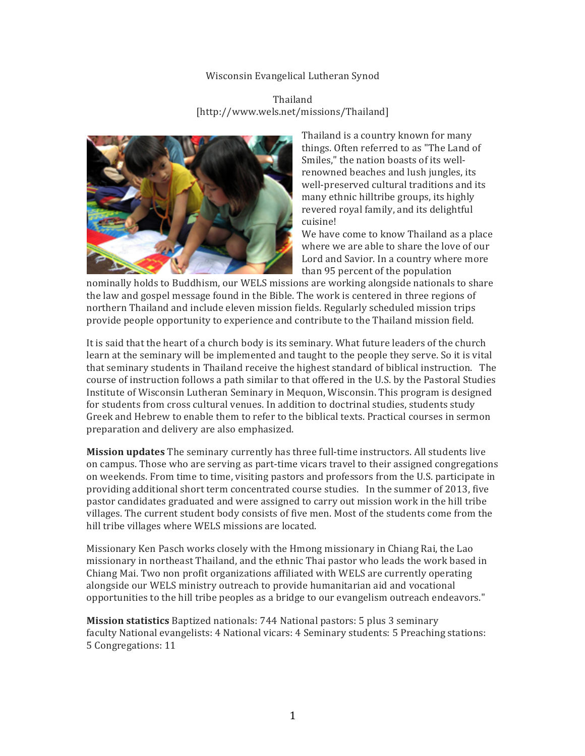Wisconsin Evangelical Lutheran Synod

Thailand
[http://www.wels.net/missions/Thailand]

Thailand is a country known for many things. Often referred to as "The Land of Smiles," the nation boasts of its well-renowned beaches and lush jungles, its well-preserved cultural traditions and its many ethnic hilltribe groups, its highly revered royal family, and its delightful cuisine!

We have come to know Thailand as a place where we are able to share the love of our Lord and Savior. In a country where more than 95 percent of the population nominally holds to Buddhism, our WELS missions are working alongside nationals to share the law and gospel message found in the Bible. The work is centered in three regions of northern Thailand and include eleven mission fields. Regularly scheduled mission trips provide people opportunity to experience and contribute to the Thailand mission field.

It is said that the heart of a church body is its seminary. What future leaders of the church learn at the seminary will be implemented and taught to the people they serve. So it is vital that seminary students in Thailand receive the highest standard of biblical instruction. The course of instruction follows a path similar to that offered in the U.S. by the Pastoral Studies Institute of Wisconsin Lutheran Seminary in Mequon, Wisconsin. This program is designed for students from cross cultural venues. In addition to doctrinal studies, students study Greek and Hebrew to enable them to refer to the biblical texts. Practical courses in sermon preparation and delivery are also emphasized.

**Mission updates** The seminary currently has three full-time instructors. All students live on campus. Those who are serving as part-time vicars travel to their assigned congregations on weekends. From time to time, visiting pastors and professors from the U.S. participate in providing additional short term concentrated course studies. In the summer of 2013, five pastor candidates graduated and were assigned to carry out mission work in the hill tribe villages. The current student body consists of five men. Most of the students come from the hill tribe villages where WELS missions are located.

Missionary Ken Pasch works closely with the Hmong missionary in Chiang Rai, the Lao missionary in northeast Thailand, and the ethnic Thai pastor who leads the work based in Chiang Mai. Two non profit organizations affiliated with WELS are currently operating alongside our WELS ministry outreach to provide humanitarian aid and vocational opportunities to the hill tribe peoples as a bridge to our evangelism outreach endeavors."

**Mission statistics** Baptized nationals: 744 National pastors: 5 plus 3 seminary faculty National evangelists: 4 National vicars: 4 Seminary students: 5 Preaching stations: 5 Congregations: 11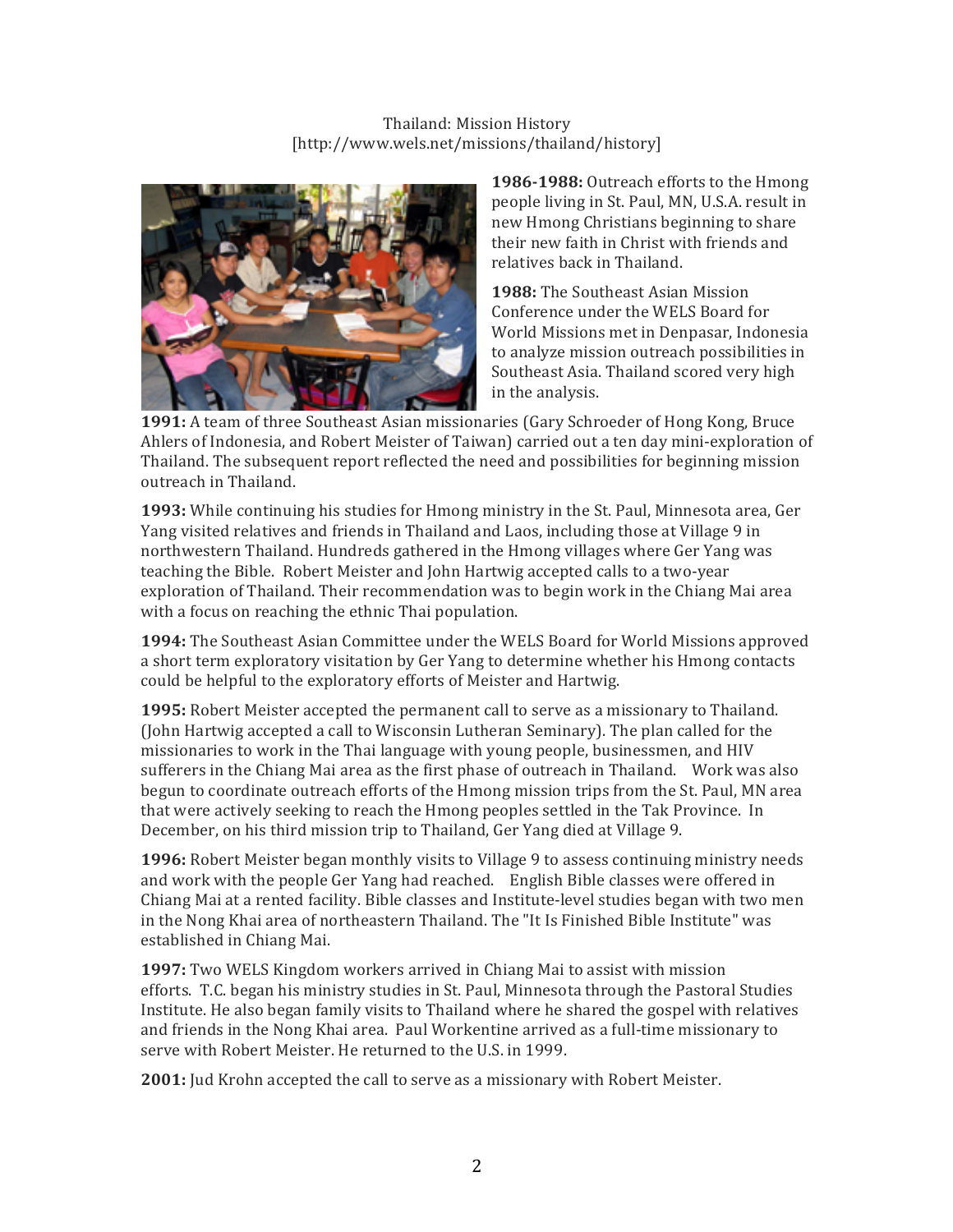Thailand: Mission History
[http://www.wels.net/missions/thailand/history]

**1986-1988:** Outreach efforts to the Hmong people living in St. Paul, MN, U.S.A. result in new Hmong Christians beginning to share their new faith in Christ with friends and relatives back in Thailand.

**1988:** The Southeast Asian Mission Conference under the WELS Board for World Missions met in Denpasar, Indonesia to analyze mission outreach possibilities in Southeast Asia. Thailand scored very high in the analysis.

**1991:** A team of three Southeast Asian missionaries (Gary Schroeder of Hong Kong, Bruce Ahlers of Indonesia, and Robert Meister of Taiwan) carried out a ten day mini-exploration of Thailand. The subsequent report reflected the need and possibilities for beginning mission outreach in Thailand.

**1993:** While continuing his studies for Hmong ministry in the St. Paul, Minnesota area, Ger Yang visited relatives and friends in Thailand and Laos, including those at Village 9 in northwestern Thailand. Hundreds gathered in the Hmong villages where Ger Yang was teaching the Bible. Robert Meister and John Hartwig accepted calls to a two-year exploration of Thailand. Their recommendation was to begin work in the Chiang Mai area with a focus on reaching the ethnic Thai population.

**1994:** The Southeast Asian Committee under the WELS Board for World Missions approved a short term exploratory visitation by Ger Yang to determine whether his Hmong contacts could be helpful to the exploratory efforts of Meister and Hartwig.

**1995:** Robert Meister accepted the permanent call to serve as a missionary to Thailand. (John Hartwig accepted a call to Wisconsin Lutheran Seminary). The plan called for the missionaries to work in the Thai language with young people, businessmen, and HIV sufferers in the Chiang Mai area as the first phase of outreach in Thailand. Work was also begun to coordinate outreach efforts of the Hmong mission trips from the St. Paul, MN area that were actively seeking to reach the Hmong peoples settled in the Tak Province. In December, on his third mission trip to Thailand, Ger Yang died at Village 9.

**1996:** Robert Meister began monthly visits to Village 9 to assess continuing ministry needs and work with the people Ger Yang had reached. English Bible classes were offered in Chiang Mai at a rented facility. Bible classes and Institute-level studies began with two men in the Nong Khai area of northeastern Thailand. The "It Is Finished Bible Institute" was established in Chiang Mai.

**1997:** Two WELS Kingdom workers arrived in Chiang Mai to assist with mission efforts. T.C. began his ministry studies in St. Paul, Minnesota through the Pastoral Studies Institute. He also began family visits to Thailand where he shared the gospel with relatives and friends in the Nong Khai area. Paul Workentine arrived as a full-time missionary to serve with Robert Meister. He returned to the U.S. in 1999.

**2001:** Jud Krohn accepted the call to serve as a missionary with Robert Meister.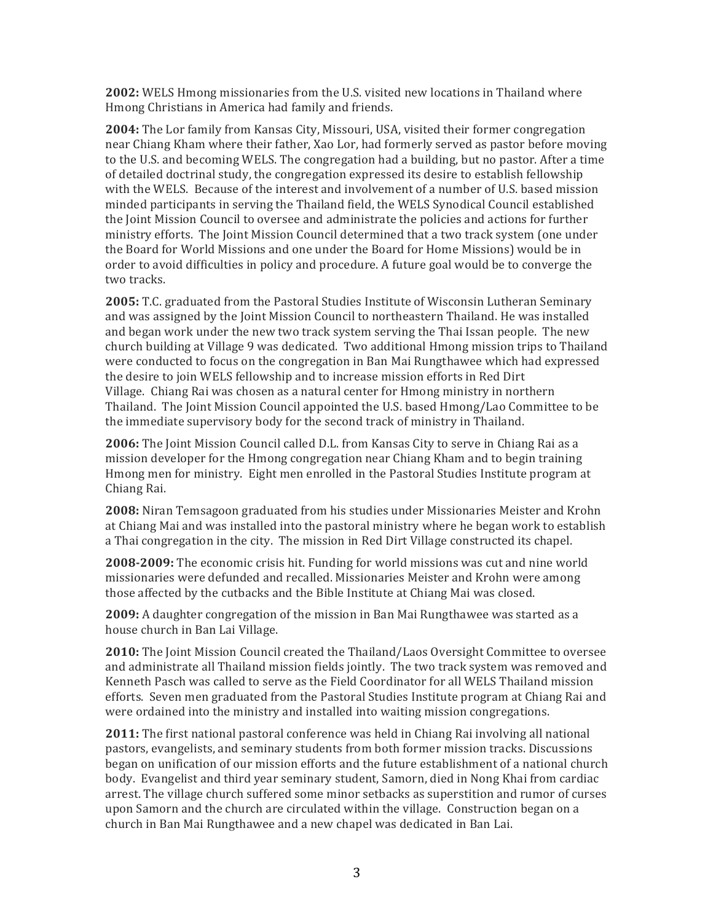**2002:** WELS Hmong missionaries from the U.S. visited new locations in Thailand where Hmong Christians in America had family and friends.

**2004:** The Lor family from Kansas City, Missouri, USA, visited their former congregation near Chiang Kham where their father, Xao Lor, had formerly served as pastor before moving to the U.S. and becoming WELS. The congregation had a building, but no pastor. After a time of detailed doctrinal study, the congregation expressed its desire to establish fellowship with the WELS. Because of the interest and involvement of a number of U.S. based mission minded participants in serving the Thailand field, the WELS Synodical Council established the Joint Mission Council to oversee and administrate the policies and actions for further ministry efforts. The Joint Mission Council determined that a two track system (one under the Board for World Missions and one under the Board for Home Missions) would be in order to avoid difficulties in policy and procedure. A future goal would be to converge the two tracks.

**2005:** T.C. graduated from the Pastoral Studies Institute of Wisconsin Lutheran Seminary and was assigned by the Joint Mission Council to northeastern Thailand. He was installed and began work under the new two track system serving the Thai Issan people. The new church building at Village 9 was dedicated. Two additional Hmong mission trips to Thailand were conducted to focus on the congregation in Ban Mai Rungthawee which had expressed the desire to join WELS fellowship and to increase mission efforts in Red Dirt Village. Chiang Rai was chosen as a natural center for Hmong ministry in northern Thailand. The Joint Mission Council appointed the U.S. based Hmong/Lao Committee to be the immediate supervisory body for the second track of ministry in Thailand.

**2006:** The Joint Mission Council called D.L. from Kansas City to serve in Chiang Rai as a mission developer for the Hmong congregation near Chiang Kham and to begin training Hmong men for ministry. Eight men enrolled in the Pastoral Studies Institute program at Chiang Rai.

**2008:** Niran Temsagoon graduated from his studies under Missionaries Meister and Krohn at Chiang Mai and was installed into the pastoral ministry where he began work to establish a Thai congregation in the city. The mission in Red Dirt Village constructed its chapel.

**2008-2009:** The economic crisis hit. Funding for world missions was cut and nine world missionaries were defunded and recalled. Missionaries Meister and Krohn were among those affected by the cutbacks and the Bible Institute at Chiang Mai was closed.

**2009:** A daughter congregation of the mission in Ban Mai Rungthawee was started as a house church in Ban Lai Village.

**2010:** The Joint Mission Council created the Thailand/Laos Oversight Committee to oversee and administrate all Thailand mission fields jointly. The two track system was removed and Kenneth Pasch was called to serve as the Field Coordinator for all WELS Thailand mission efforts. Seven men graduated from the Pastoral Studies Institute program at Chiang Rai and were ordained into the ministry and installed into waiting mission congregations.

**2011:** The first national pastoral conference was held in Chiang Rai involving all national pastors, evangelists, and seminary students from both former mission tracks. Discussions began on unification of our mission efforts and the future establishment of a national church body. Evangelist and third year seminary student, Samorn, died in Nong Khai from cardiac arrest. The village church suffered some minor setbacks as superstition and rumor of curses upon Samorn and the church are circulated within the village. Construction began on a church in Ban Mai Rungthawee and a new chapel was dedicated in Ban Lai.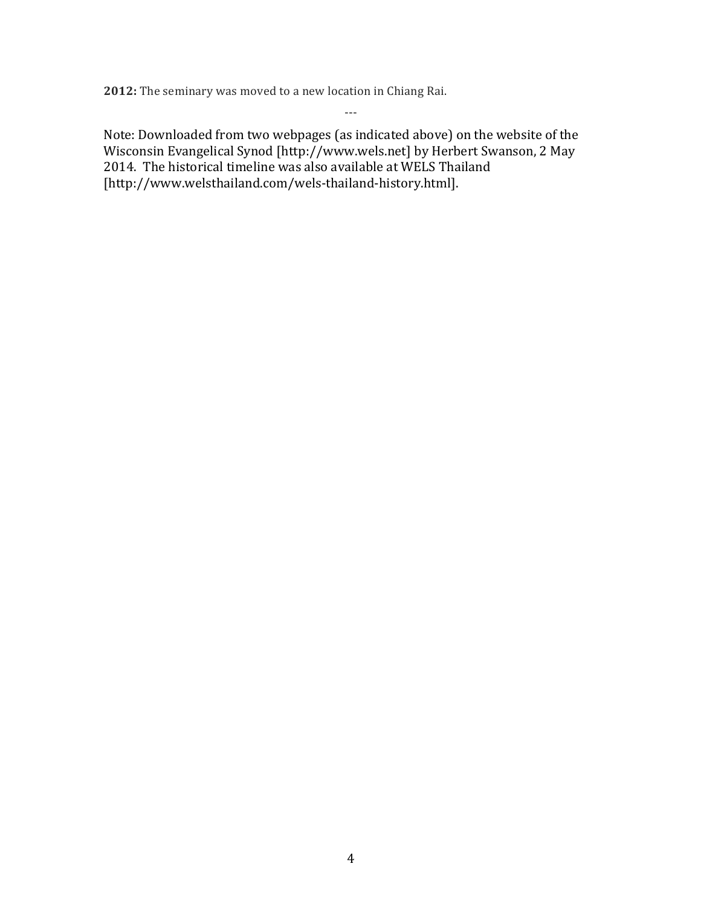**2012:** The seminary was moved to a new location in Chiang Rai.

---

Note: Downloaded from two webpages (as indicated above) on the website of the Wisconsin Evangelical Synod [http://www.wels.net] by Herbert Swanson, 2 May 2014. The historical timeline was also available at WELS Thailand [http://www.welsthailand.com/wels-thailand-history.html].